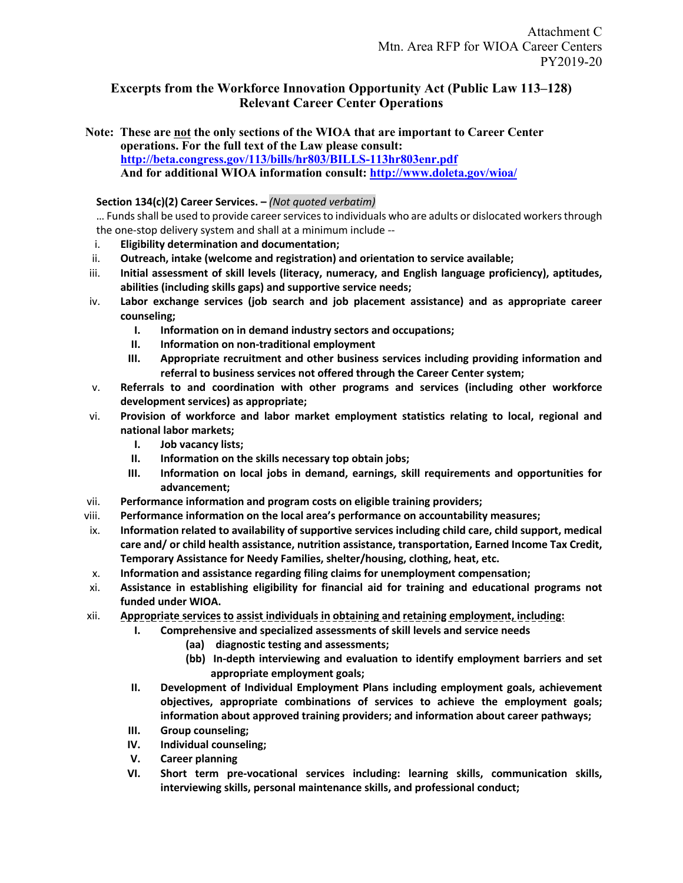Attachment C
Mtn. Area RFP for WIOA Career Centers
PY2019-20

# Excerpts from the Workforce Innovation Opportunity Act (Public Law 113–128) Relevant Career Center Operations

**Note: These are not the only sections of the WIOA that are important to Career Center operations. For the full text of the Law please consult: [http://beta.congress.gov/113/bills/hr803/BILLS-113hr803enr.pdf](http://beta.congress.gov/113/bills/hr803/BILLS-113hr803enr.pdf)**
**And for additional WIOA information consult: [http://www.doleta.gov/wioa/](http://www.doleta.gov/wioa/)**

**Section 134(c)(2) Career Services. –** *(Not quoted verbatim)*

… Funds shall be used to provide career services to individuals who are adults or dislocated workers through the one-stop delivery system and shall at a minimum include --

- i. **Eligibility determination and documentation;**
- ii. **Outreach, intake (welcome and registration) and orientation to service available;**
- iii. **Initial assessment of skill levels (literacy, numeracy, and English language proficiency), aptitudes, abilities (including skills gaps) and supportive service needs;**
- iv. **Labor exchange services (job search and job placement assistance) and as appropriate career counseling;**
  - I. **Information on in demand industry sectors and occupations;**
  - II. **Information on non-traditional employment**
  - III. **Appropriate recruitment and other business services including providing information and referral to business services not offered through the Career Center system;**
- v. **Referrals to and coordination with other programs and services (including other workforce development services) as appropriate;**
- vi. **Provision of workforce and labor market employment statistics relating to local, regional and national labor markets;**
  - I. **Job vacancy lists;**
  - II. **Information on the skills necessary top obtain jobs;**
  - III. **Information on local jobs in demand, earnings, skill requirements and opportunities for advancement;**
- vii. **Performance information and program costs on eligible training providers;**
- viii. **Performance information on the local area's performance on accountability measures;**
- ix. **Information related to availability of supportive services including child care, child support, medical care and/ or child health assistance, nutrition assistance, transportation, Earned Income Tax Credit, Temporary Assistance for Needy Families, shelter/housing, clothing, heat, etc.**
- x. **Information and assistance regarding filing claims for unemployment compensation;**
- xi. **Assistance in establishing eligibility for financial aid for training and educational programs not funded under WIOA.**
- xii. **Appropriate services to assist individuals in obtaining and retaining employment, including:**
  - I. **Comprehensive and specialized assessments of skill levels and service needs**
    - **(aa) diagnostic testing and assessments;**
    - **(bb) In-depth interviewing and evaluation to identify employment barriers and set appropriate employment goals;**
  - II. **Development of Individual Employment Plans including employment goals, achievement objectives, appropriate combinations of services to achieve the employment goals; information about approved training providers; and information about career pathways;**
  - III. **Group counseling;**
  - IV. **Individual counseling;**
  - V. **Career planning**
  - VI. **Short term pre-vocational services including: learning skills, communication skills, interviewing skills, personal maintenance skills, and professional conduct;**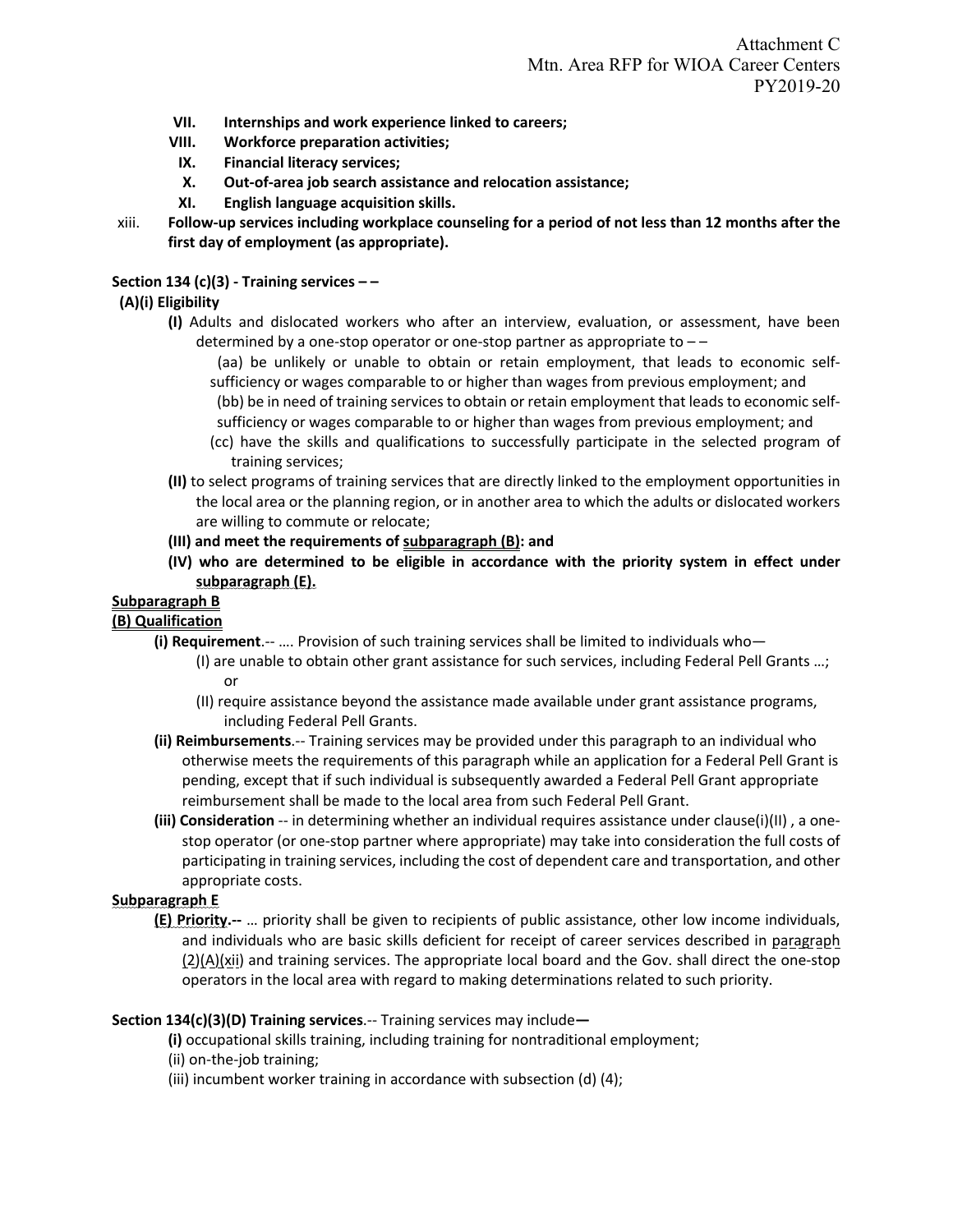- **VII. Internships and work experience linked to careers;**
- **VIII. Workforce preparation activities;**
- **IX. Financial literacy services;**
- **X. Out-of-area job search assistance and relocation assistance;**
- **XI. English language acquisition skills.**

xiii. **Follow-up services including workplace counseling for a period of not less than 12 months after the first day of employment (as appropriate).**

**Section 134 (c)(3) - Training services – –**

**(A)(i) Eligibility**

**(I)** Adults and dislocated workers who after an interview, evaluation, or assessment, have been determined by a one-stop operator or one-stop partner as appropriate to – –

(aa) be unlikely or unable to obtain or retain employment, that leads to economic self-sufficiency or wages comparable to or higher than wages from previous employment; and

(bb) be in need of training services to obtain or retain employment that leads to economic self-sufficiency or wages comparable to or higher than wages from previous employment; and

(cc) have the skills and qualifications to successfully participate in the selected program of training services;

**(II)** to select programs of training services that are directly linked to the employment opportunities in the local area or the planning region, or in another area to which the adults or dislocated workers are willing to commute or relocate;

**(III) and meet the requirements of <u>subparagraph (B)</u>: and**

**(IV) who are determined to be eligible in accordance with the priority system in effect under <u>subparagraph (E).</u>**

**<u>Subparagraph B</u>**

**<u>(B) Qualification</u>**

**(i) Requirement**.-- …. Provision of such training services shall be limited to individuals who—

(I) are unable to obtain other grant assistance for such services, including Federal Pell Grants …; or

(II) require assistance beyond the assistance made available under grant assistance programs, including Federal Pell Grants.

**(ii) Reimbursements**.-- Training services may be provided under this paragraph to an individual who otherwise meets the requirements of this paragraph while an application for a Federal Pell Grant is pending, except that if such individual is subsequently awarded a Federal Pell Grant appropriate reimbursement shall be made to the local area from such Federal Pell Grant.

**(iii) Consideration** -- in determining whether an individual requires assistance under clause(i)(II) , a one-stop operator (or one-stop partner where appropriate) may take into consideration the full costs of participating in training services, including the cost of dependent care and transportation, and other appropriate costs.

**<u>Subparagraph E</u>**

**<u>(E) Priority</u>.--** … priority shall be given to recipients of public assistance, other low income individuals, and individuals who are basic skills deficient for receipt of career services described in paragraph (2)(A)(xii) and training services. The appropriate local board and the Gov. shall direct the one-stop operators in the local area with regard to making determinations related to such priority.

**Section 134(c)(3)(D) Training services**.-- Training services may include**—**

**(i)** occupational skills training, including training for nontraditional employment;

(ii) on-the-job training;

(iii) incumbent worker training in accordance with subsection (d) (4);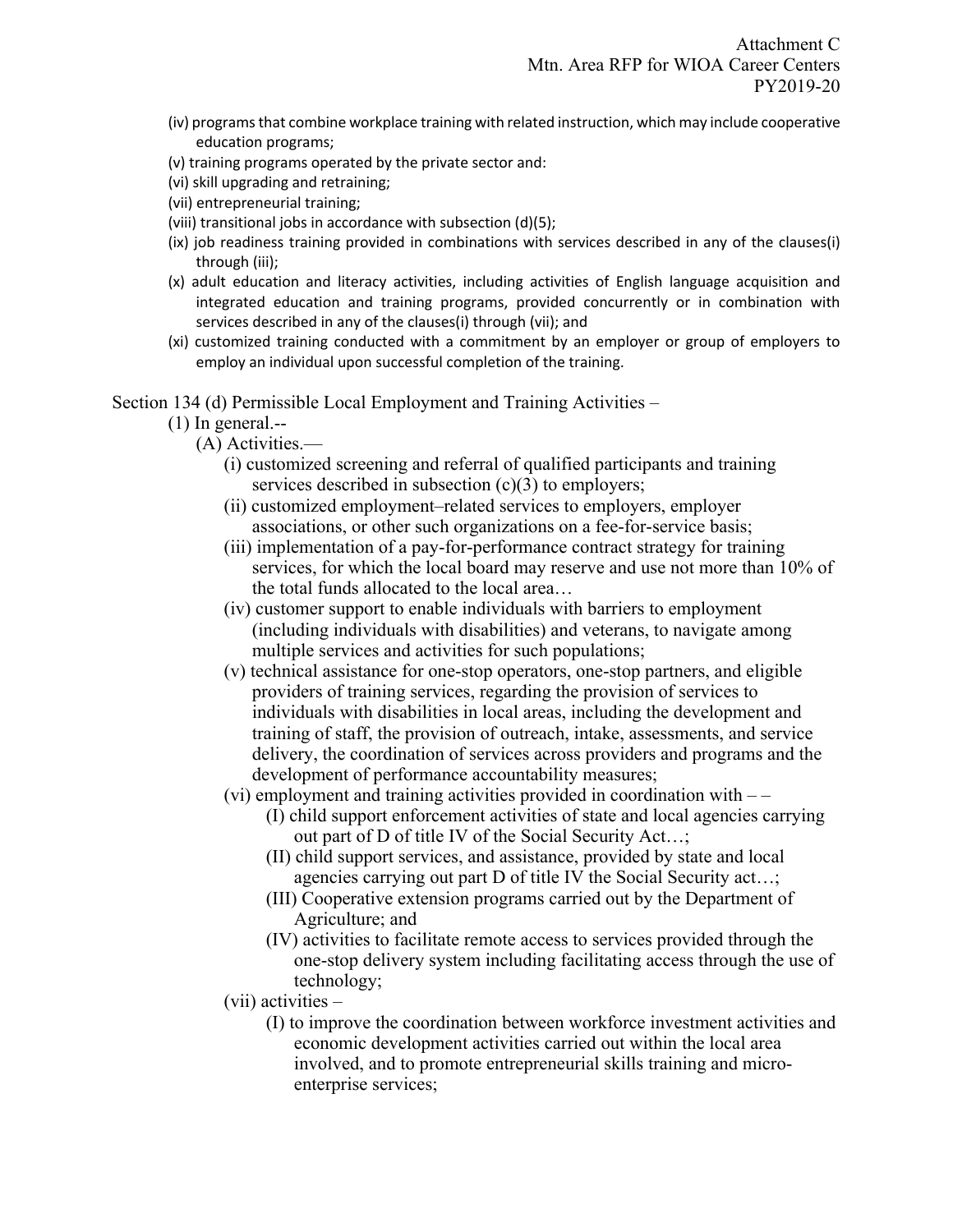(iv) programs that combine workplace training with related instruction, which may include cooperative education programs;

(v) training programs operated by the private sector and:

(vi) skill upgrading and retraining;

(vii) entrepreneurial training;

(viii) transitional jobs in accordance with subsection (d)(5);

(ix) job readiness training provided in combinations with services described in any of the clauses(i) through (iii);

(x) adult education and literacy activities, including activities of English language acquisition and integrated education and training programs, provided concurrently or in combination with services described in any of the clauses(i) through (vii); and

(xi) customized training conducted with a commitment by an employer or group of employers to employ an individual upon successful completion of the training.

Section 134 (d) Permissible Local Employment and Training Activities –

(1) In general.--

(A) Activities.—

(i) customized screening and referral of qualified participants and training services described in subsection (c)(3) to employers;

(ii) customized employment–related services to employers, employer associations, or other such organizations on a fee-for-service basis;

(iii) implementation of a pay-for-performance contract strategy for training services, for which the local board may reserve and use not more than 10% of the total funds allocated to the local area…

(iv) customer support to enable individuals with barriers to employment (including individuals with disabilities) and veterans, to navigate among multiple services and activities for such populations;

(v) technical assistance for one-stop operators, one-stop partners, and eligible providers of training services, regarding the provision of services to individuals with disabilities in local areas, including the development and training of staff, the provision of outreach, intake, assessments, and service delivery, the coordination of services across providers and programs and the development of performance accountability measures;

(vi) employment and training activities provided in coordination with – –

(I) child support enforcement activities of state and local agencies carrying out part of D of title IV of the Social Security Act…;

(II) child support services, and assistance, provided by state and local agencies carrying out part D of title IV the Social Security act…;

(III) Cooperative extension programs carried out by the Department of Agriculture; and

(IV) activities to facilitate remote access to services provided through the one-stop delivery system including facilitating access through the use of technology;

(vii) activities –

(I) to improve the coordination between workforce investment activities and economic development activities carried out within the local area involved, and to promote entrepreneurial skills training and micro-enterprise services;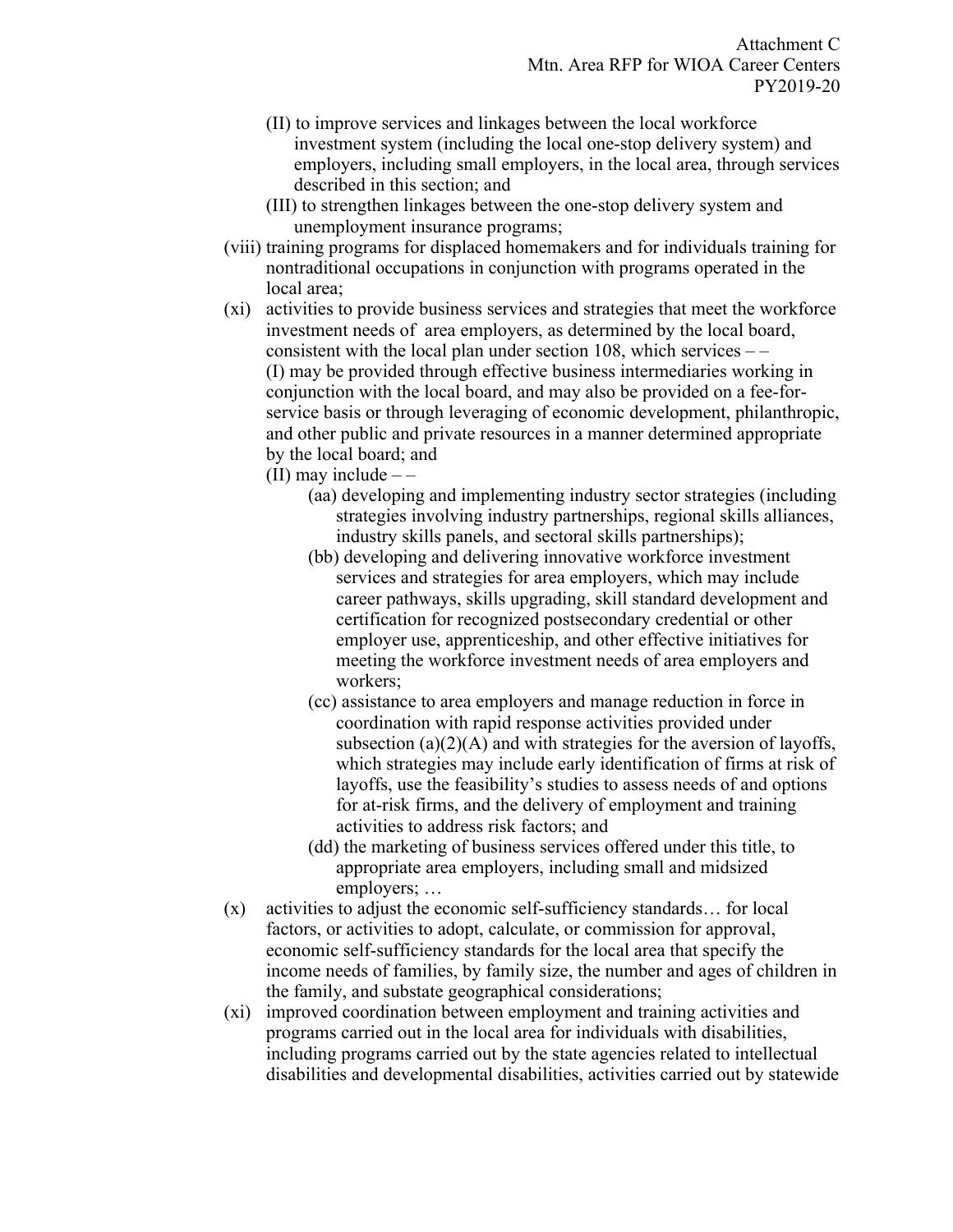(II) to improve services and linkages between the local workforce investment system (including the local one-stop delivery system) and employers, including small employers, in the local area, through services described in this section; and

(III) to strengthen linkages between the one-stop delivery system and unemployment insurance programs;

(viii) training programs for displaced homemakers and for individuals training for nontraditional occupations in conjunction with programs operated in the local area;

(xi) activities to provide business services and strategies that meet the workforce investment needs of area employers, as determined by the local board, consistent with the local plan under section 108, which services – –

(I) may be provided through effective business intermediaries working in conjunction with the local board, and may also be provided on a fee-for-service basis or through leveraging of economic development, philanthropic, and other public and private resources in a manner determined appropriate by the local board; and

(II) may include – –

(aa) developing and implementing industry sector strategies (including strategies involving industry partnerships, regional skills alliances, industry skills panels, and sectoral skills partnerships);

(bb) developing and delivering innovative workforce investment services and strategies for area employers, which may include career pathways, skills upgrading, skill standard development and certification for recognized postsecondary credential or other employer use, apprenticeship, and other effective initiatives for meeting the workforce investment needs of area employers and workers;

(cc) assistance to area employers and manage reduction in force in coordination with rapid response activities provided under subsection (a)(2)(A) and with strategies for the aversion of layoffs, which strategies may include early identification of firms at risk of layoffs, use the feasibility's studies to assess needs of and options for at-risk firms, and the delivery of employment and training activities to address risk factors; and

(dd) the marketing of business services offered under this title, to appropriate area employers, including small and midsized employers; …

(x) activities to adjust the economic self-sufficiency standards… for local factors, or activities to adopt, calculate, or commission for approval, economic self-sufficiency standards for the local area that specify the income needs of families, by family size, the number and ages of children in the family, and substate geographical considerations;

(xi) improved coordination between employment and training activities and programs carried out in the local area for individuals with disabilities, including programs carried out by the state agencies related to intellectual disabilities and developmental disabilities, activities carried out by statewide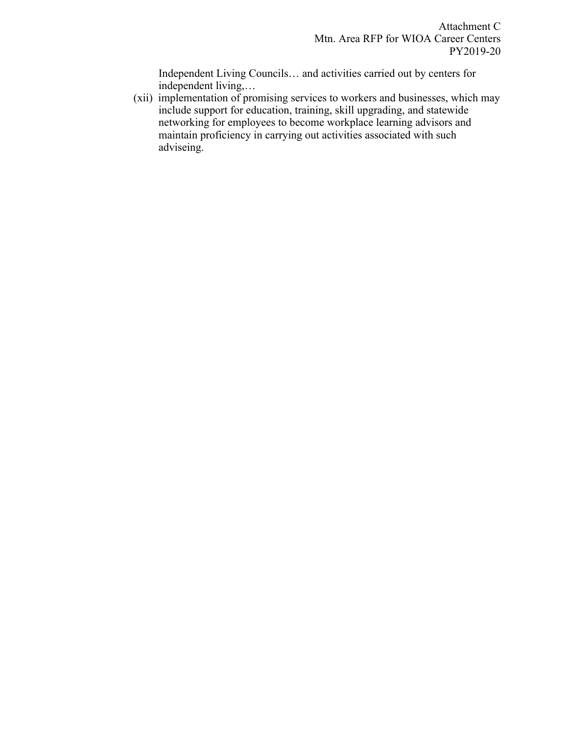Independent Living Councils… and activities carried out by centers for independent living,…

(xii) implementation of promising services to workers and businesses, which may include support for education, training, skill upgrading, and statewide networking for employees to become workplace learning advisors and maintain proficiency in carrying out activities associated with such adviseing.